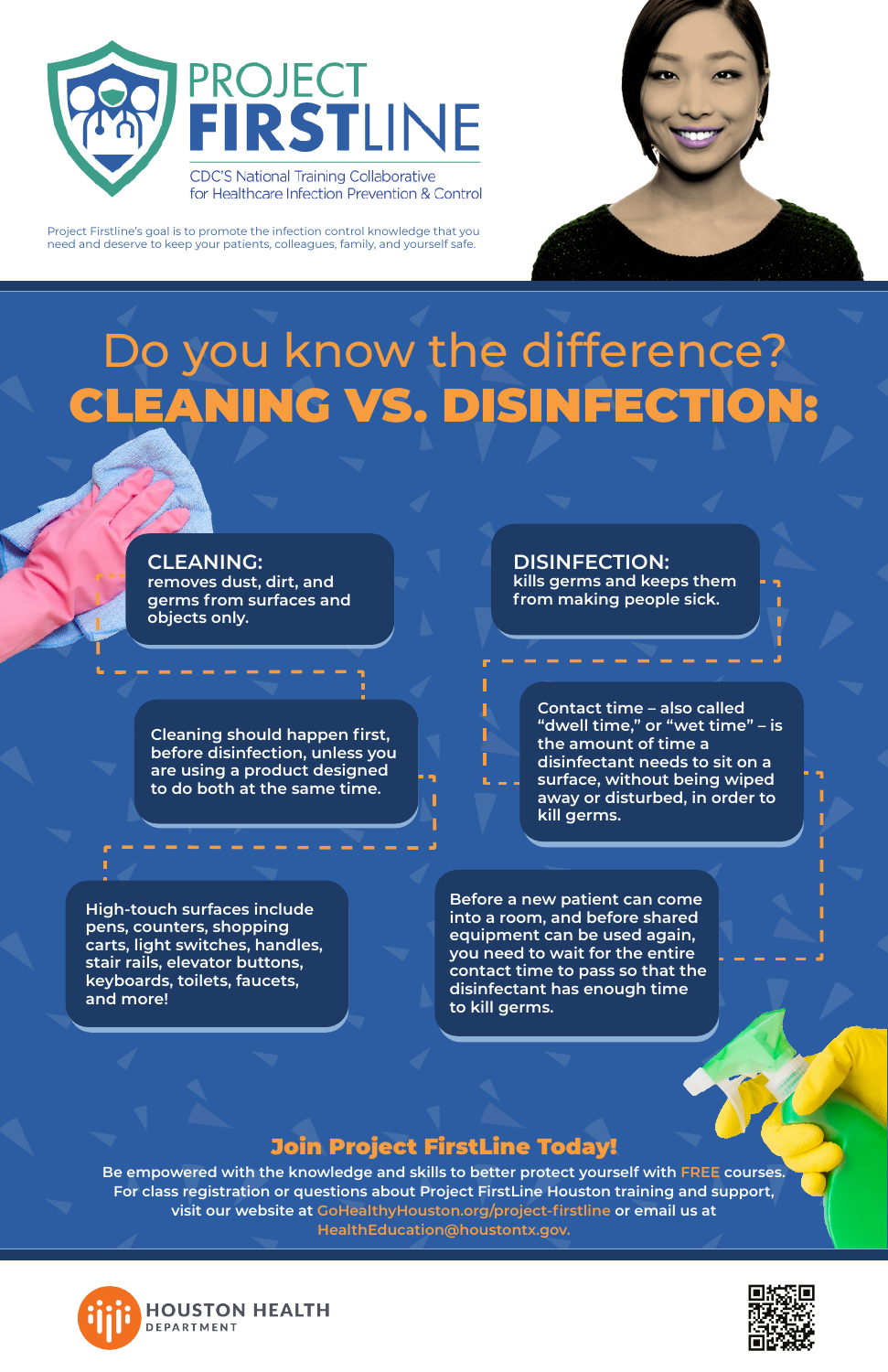# PROJECT FIRSTLINE

CDC'S National Training Collaborative for Healthcare Infection Prevention & Control

Project Firstline's goal is to promote the infection control knowledge that you need and deserve to keep your patients, colleagues, family, and yourself safe.

## Do you know the difference?

## CLEANING VS. DISINFECTION:

**CLEANING:** removes dust, dirt, and germs from surfaces and objects only.

Cleaning should happen first, before disinfection, unless you are using a product designed to do both at the same time.

High-touch surfaces include pens, counters, shopping carts, light switches, handles, stair rails, elevator buttons, keyboards, toilets, faucets, and more!

**DISINFECTION:** kills germs and keeps them from making people sick.

Contact time – also called "dwell time," or "wet time" – is the amount of time a disinfectant needs to sit on a surface, without being wiped away or disturbed, in order to kill germs.

Before a new patient can come into a room, and before shared equipment can be used again, you need to wait for the entire contact time to pass so that the disinfectant has enough time to kill germs.

### Join Project FirstLine Today!

Be empowered with the knowledge and skills to better protect yourself with FREE courses. For class registration or questions about Project FirstLine Houston training and support, visit our website at GoHealthyHouston.org/project-firstline or email us at HealthEducation@houstontx.gov.

HOUSTON HEALTH DEPARTMENT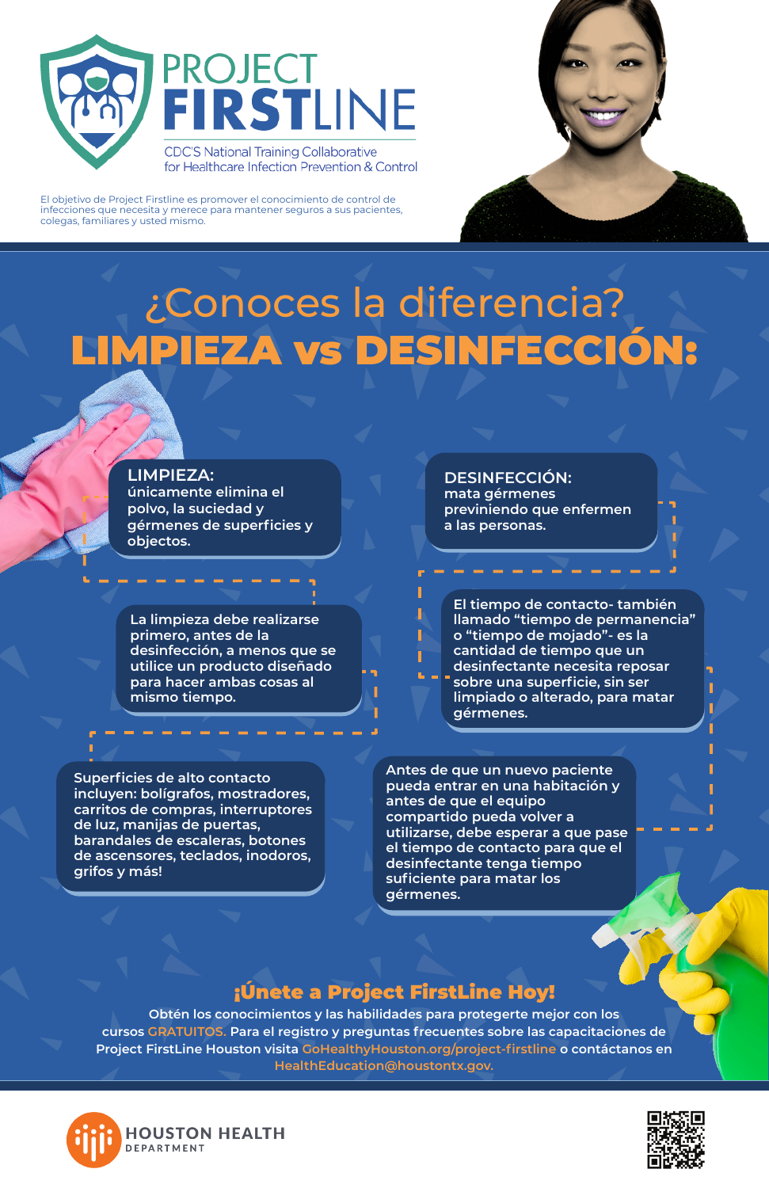# PROJECT FIRSTLINE

CDC'S National Training Collaborative for Healthcare Infection Prevention & Control

El objetivo de Project Firstline es promover el conocimiento de control de infecciones que necesita y merece para mantener seguros a sus pacientes, colegas, familiares y usted mismo.

## ¿Conoces la diferencia?

## LIMPIEZA vs DESINFECCIÓN:

**LIMPIEZA:** únicamente elimina el polvo, la suciedad y gérmenes de superficies y objectos.

La limpieza debe realizarse primero, antes de la desinfección, a menos que se utilice un producto diseñado para hacer ambas cosas al mismo tiempo.

Superficies de alto contacto incluyen: bolígrafos, mostradores, carritos de compras, interruptores de luz, manijas de puertas, barandales de escaleras, botones de ascensores, teclados, inodoros, grifos y más!

**DESINFECCIÓN:** mata gérmenes previniendo que enfermen a las personas.

El tiempo de contacto- también llamado "tiempo de permanencia" o "tiempo de mojado"- es la cantidad de tiempo que un desinfectante necesita reposar sobre una superficie, sin ser limpiado o alterado, para matar gérmenes.

Antes de que un nuevo paciente pueda entrar en una habitación y antes de que el equipo compartido pueda volver a utilizarse, debe esperar a que pase el tiempo de contacto para que el desinfectante tenga tiempo suficiente para matar los gérmenes.

## ¡Únete a Project FirstLine Hoy!

Obtén los conocimientos y las habilidades para protegerte mejor con los cursos GRATUITOS. Para el registro y preguntas frecuentes sobre las capacitaciones de Project FirstLine Houston visita GoHealthyHouston.org/project-firstline o contáctanos en HealthEducation@houstontx.gov.

HOUSTON HEALTH DEPARTMENT